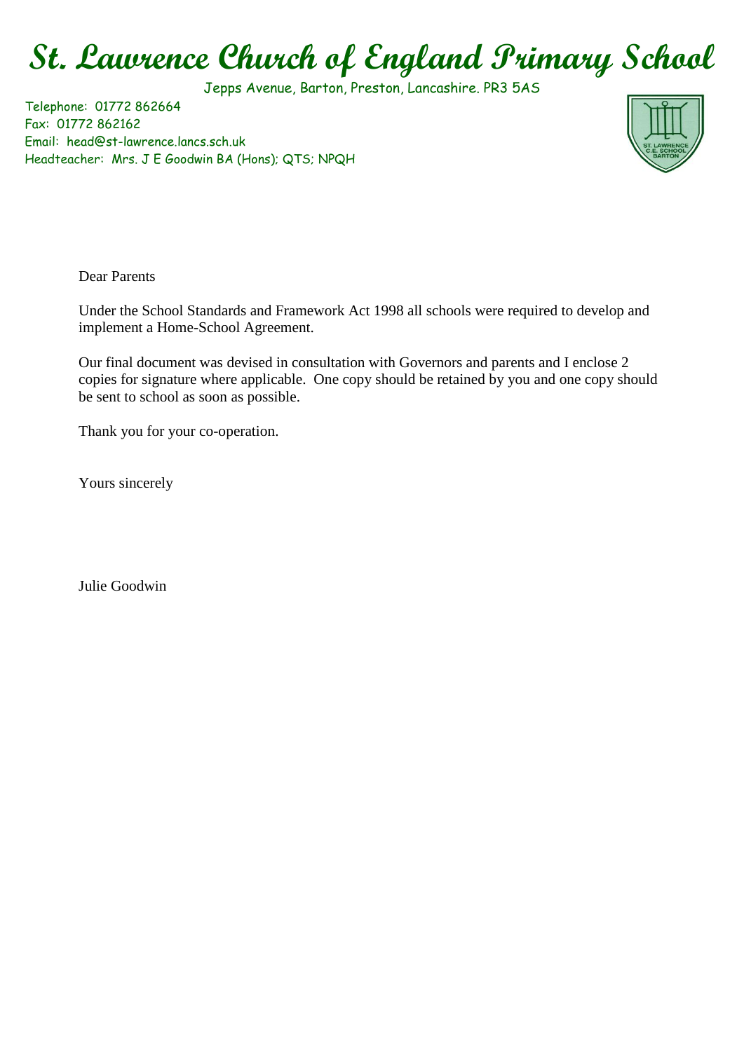# St. Lawrence Church of England Primary School

Jepps Avenue, Barton, Preston, Lancashire. PR3 5AS

Telephone: 01772 862664
Fax: 01772 862162
Email: head@st-lawrence.lancs.sch.uk
Headteacher: Mrs. J E Goodwin BA (Hons); QTS; NPQH

Dear Parents

Under the School Standards and Framework Act 1998 all schools were required to develop and implement a Home-School Agreement.

Our final document was devised in consultation with Governors and parents and I enclose 2 copies for signature where applicable. One copy should be retained by you and one copy should be sent to school as soon as possible.

Thank you for your co-operation.

Yours sincerely

Julie Goodwin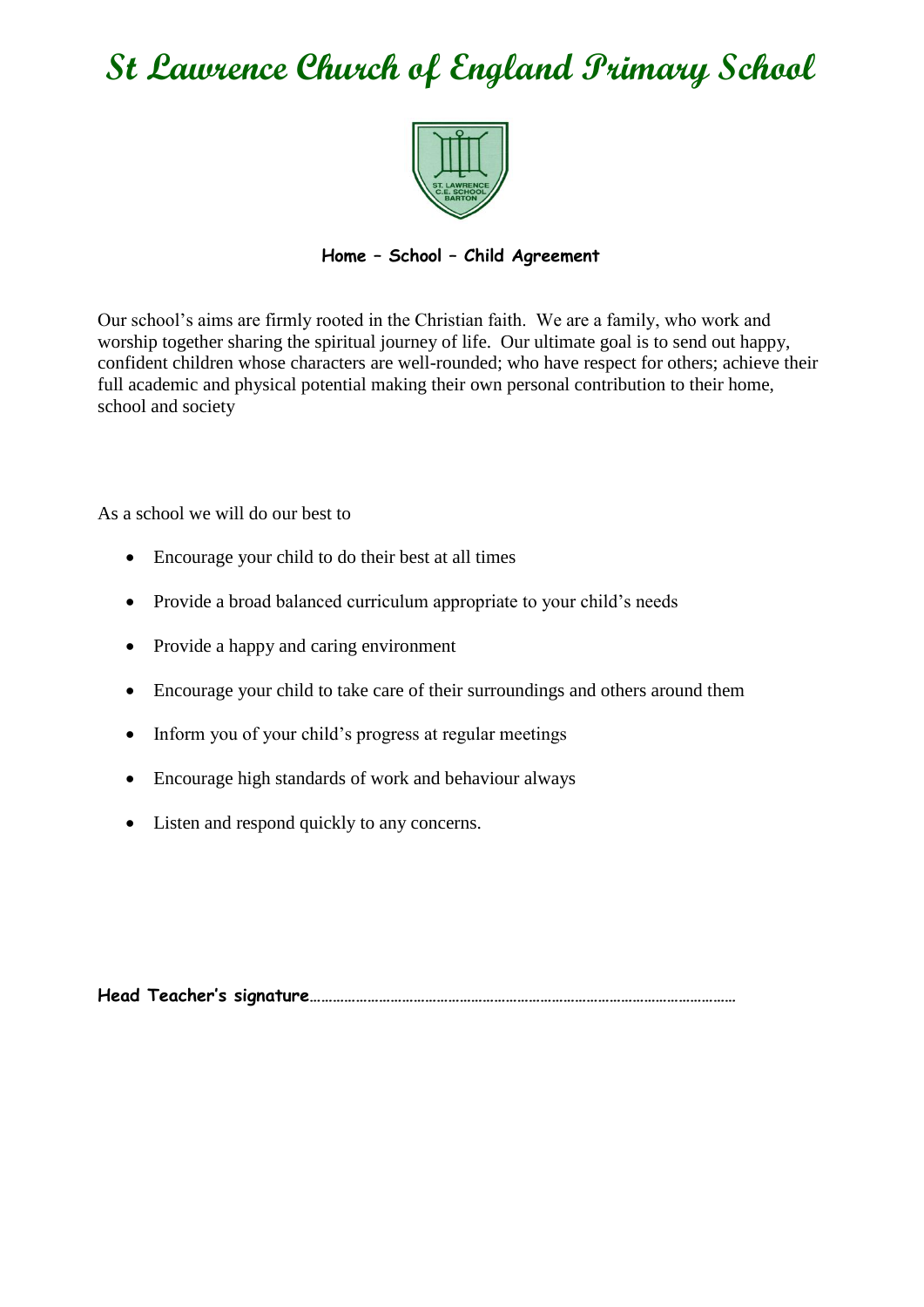# St Lawrence Church of England Primary School

**Home – School – Child Agreement**

Our school's aims are firmly rooted in the Christian faith. We are a family, who work and worship together sharing the spiritual journey of life. Our ultimate goal is to send out happy, confident children whose characters are well-rounded; who have respect for others; achieve their full academic and physical potential making their own personal contribution to their home, school and society

As a school we will do our best to

- Encourage your child to do their best at all times
- Provide a broad balanced curriculum appropriate to your child's needs
- Provide a happy and caring environment
- Encourage your child to take care of their surroundings and others around them
- Inform you of your child's progress at regular meetings
- Encourage high standards of work and behaviour always
- Listen and respond quickly to any concerns.

**Head Teacher's signature**……………………………………………………………………………………………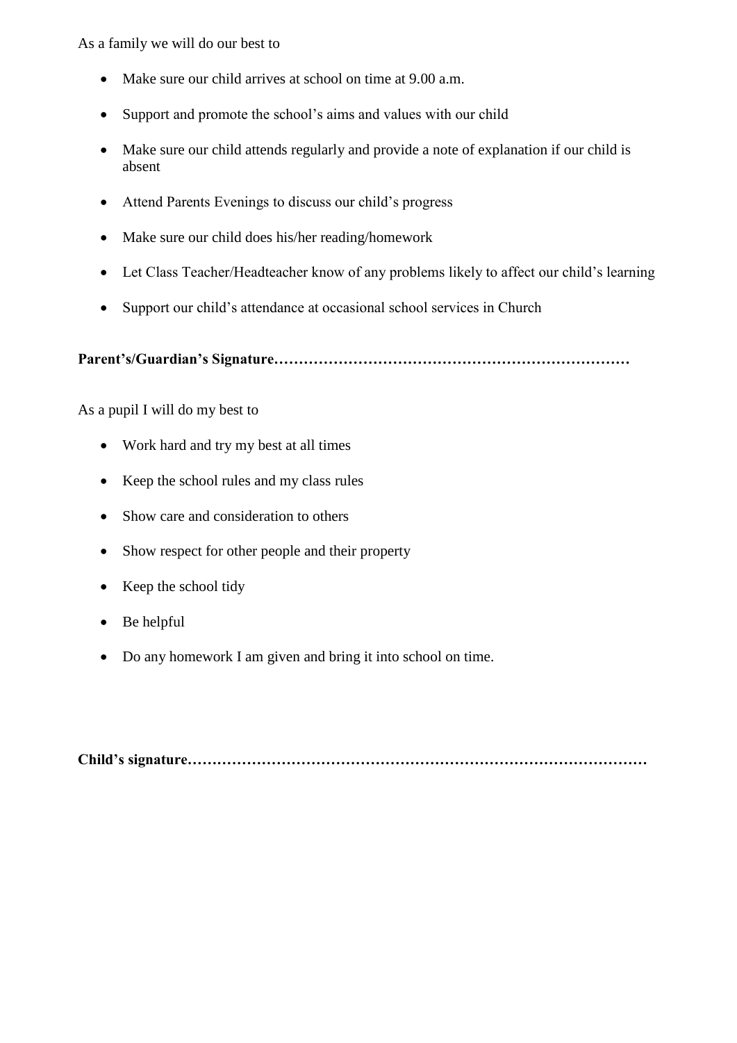As a family we will do our best to

- Make sure our child arrives at school on time at 9.00 a.m.
- Support and promote the school's aims and values with our child
- Make sure our child attends regularly and provide a note of explanation if our child is absent
- Attend Parents Evenings to discuss our child's progress
- Make sure our child does his/her reading/homework
- Let Class Teacher/Headteacher know of any problems likely to affect our child's learning
- Support our child's attendance at occasional school services in Church

**Parent's/Guardian's Signature………………………………………………………………**

As a pupil I will do my best to

- Work hard and try my best at all times
- Keep the school rules and my class rules
- Show care and consideration to others
- Show respect for other people and their property
- Keep the school tidy
- Be helpful
- Do any homework I am given and bring it into school on time.

**Child's signature…………………………………………………………………………………**